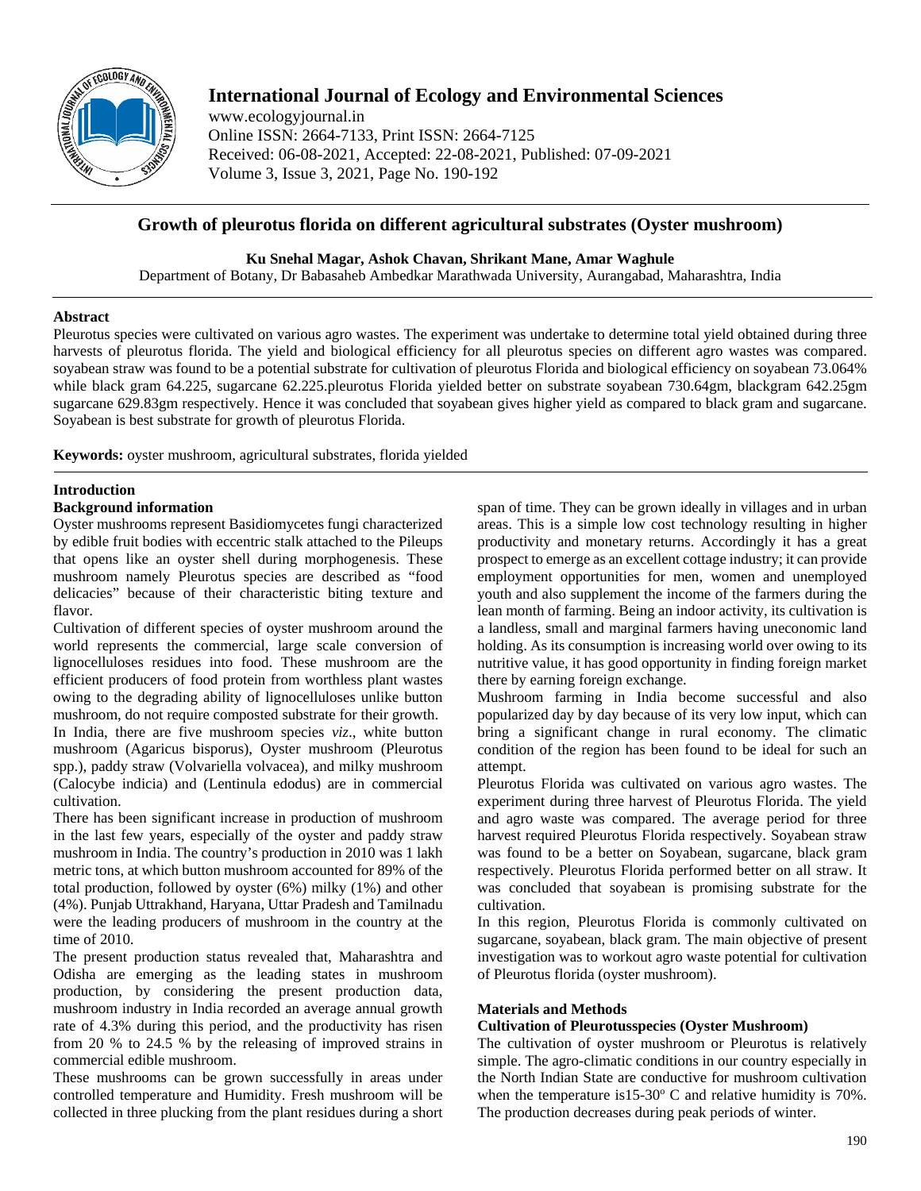# International Journal of Ecology and Environmental Sciences

www.ecologyjournal.in
Online ISSN: 2664-7133, Print ISSN: 2664-7125
Received: 06-08-2021, Accepted: 22-08-2021, Published: 07-09-2021
Volume 3, Issue 3, 2021, Page No. 190-192

## Growth of pleurotus florida on different agricultural substrates (Oyster mushroom)

**Ku Snehal Magar, Ashok Chavan, Shrikant Mane, Amar Waghule**

Department of Botany, Dr Babasaheb Ambedkar Marathwada University, Aurangabad, Maharashtra, India

### Abstract

Pleurotus species were cultivated on various agro wastes. The experiment was undertake to determine total yield obtained during three harvests of pleurotus florida. The yield and biological efficiency for all pleurotus species on different agro wastes was compared. soyabean straw was found to be a potential substrate for cultivation of pleurotus Florida and biological efficiency on soyabean 73.064% while black gram 64.225, sugarcane 62.225.pleurotus Florida yielded better on substrate soyabean 730.64gm, blackgram 642.25gm sugarcane 629.83gm respectively. Hence it was concluded that soyabean gives higher yield as compared to black gram and sugarcane. Soyabean is best substrate for growth of pleurotus Florida.

**Keywords:** oyster mushroom, agricultural substrates, florida yielded

### Introduction

#### Background information

Oyster mushrooms represent Basidiomycetes fungi characterized by edible fruit bodies with eccentric stalk attached to the Pileups that opens like an oyster shell during morphogenesis. These mushroom namely Pleurotus species are described as "food delicacies" because of their characteristic biting texture and flavor.

Cultivation of different species of oyster mushroom around the world represents the commercial, large scale conversion of lignocelluloses residues into food. These mushroom are the efficient producers of food protein from worthless plant wastes owing to the degrading ability of lignocelluloses unlike button mushroom, do not require composted substrate for their growth.

In India, there are five mushroom species *viz*., white button mushroom (Agaricus bisporus), Oyster mushroom (Pleurotus spp.), paddy straw (Volvariella volvacea), and milky mushroom (Calocybe indicia) and (Lentinula edodus) are in commercial cultivation.

There has been significant increase in production of mushroom in the last few years, especially of the oyster and paddy straw mushroom in India. The country's production in 2010 was 1 lakh metric tons, at which button mushroom accounted for 89% of the total production, followed by oyster (6%) milky (1%) and other (4%). Punjab Uttrakhand, Haryana, Uttar Pradesh and Tamilnadu were the leading producers of mushroom in the country at the time of 2010.

The present production status revealed that, Maharashtra and Odisha are emerging as the leading states in mushroom production, by considering the present production data, mushroom industry in India recorded an average annual growth rate of 4.3% during this period, and the productivity has risen from 20 % to 24.5 % by the releasing of improved strains in commercial edible mushroom.

These mushrooms can be grown successfully in areas under controlled temperature and Humidity. Fresh mushroom will be collected in three plucking from the plant residues during a short span of time. They can be grown ideally in villages and in urban areas. This is a simple low cost technology resulting in higher productivity and monetary returns. Accordingly it has a great prospect to emerge as an excellent cottage industry; it can provide employment opportunities for men, women and unemployed youth and also supplement the income of the farmers during the lean month of farming. Being an indoor activity, its cultivation is a landless, small and marginal farmers having uneconomic land holding. As its consumption is increasing world over owing to its nutritive value, it has good opportunity in finding foreign market there by earning foreign exchange.

Mushroom farming in India become successful and also popularized day by day because of its very low input, which can bring a significant change in rural economy. The climatic condition of the region has been found to be ideal for such an attempt.

Pleurotus Florida was cultivated on various agro wastes. The experiment during three harvest of Pleurotus Florida. The yield and agro waste was compared. The average period for three harvest required Pleurotus Florida respectively. Soyabean straw was found to be a better on Soyabean, sugarcane, black gram respectively. Pleurotus Florida performed better on all straw. It was concluded that soyabean is promising substrate for the cultivation.

In this region, Pleurotus Florida is commonly cultivated on sugarcane, soyabean, black gram. The main objective of present investigation was to workout agro waste potential for cultivation of Pleurotus florida (oyster mushroom).

### Materials and Methods

#### Cultivation of Pleurotusspecies (Oyster Mushroom)

The cultivation of oyster mushroom or Pleurotus is relatively simple. The agro-climatic conditions in our country especially in the North Indian State are conductive for mushroom cultivation when the temperature is15-30$^{o}$ C and relative humidity is 70%. The production decreases during peak periods of winter.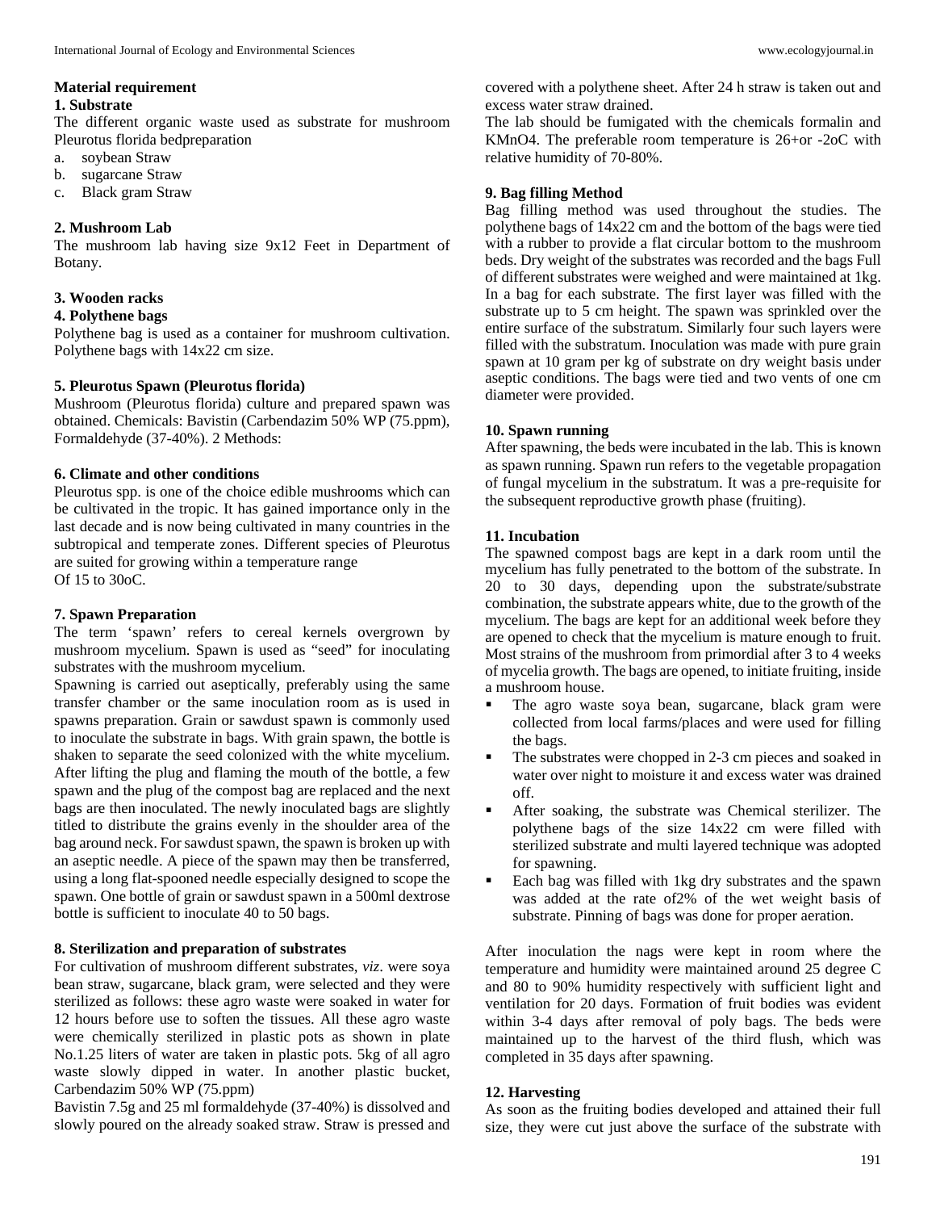### Material requirement

#### 1. Substrate

The different organic waste used as substrate for mushroom Pleurotus florida bedpreparation

a. soybean Straw
b. sugarcane Straw
c. Black gram Straw

#### 2. Mushroom Lab

The mushroom lab having size 9x12 Feet in Department of Botany.

#### 3. Wooden racks

#### 4. Polythene bags

Polythene bag is used as a container for mushroom cultivation. Polythene bags with 14x22 cm size.

#### 5. Pleurotus Spawn (Pleurotus florida)

Mushroom (Pleurotus florida) culture and prepared spawn was obtained. Chemicals: Bavistin (Carbendazim 50% WP (75.ppm), Formaldehyde (37-40%). 2 Methods:

#### 6. Climate and other conditions

Pleurotus spp. is one of the choice edible mushrooms which can be cultivated in the tropic. It has gained importance only in the last decade and is now being cultivated in many countries in the subtropical and temperate zones. Different species of Pleurotus are suited for growing within a temperature range
Of 15 to 30oC.

#### 7. Spawn Preparation

The term 'spawn' refers to cereal kernels overgrown by mushroom mycelium. Spawn is used as "seed" for inoculating substrates with the mushroom mycelium.

Spawning is carried out aseptically, preferably using the same transfer chamber or the same inoculation room as is used in spawns preparation. Grain or sawdust spawn is commonly used to inoculate the substrate in bags. With grain spawn, the bottle is shaken to separate the seed colonized with the white mycelium. After lifting the plug and flaming the mouth of the bottle, a few spawn and the plug of the compost bag are replaced and the next bags are then inoculated. The newly inoculated bags are slightly titled to distribute the grains evenly in the shoulder area of the bag around neck. For sawdust spawn, the spawn is broken up with an aseptic needle. A piece of the spawn may then be transferred, using a long flat-spooned needle especially designed to scope the spawn. One bottle of grain or sawdust spawn in a 500ml dextrose bottle is sufficient to inoculate 40 to 50 bags.

#### 8. Sterilization and preparation of substrates

For cultivation of mushroom different substrates, *viz*. were soya bean straw, sugarcane, black gram, were selected and they were sterilized as follows: these agro waste were soaked in water for 12 hours before use to soften the tissues. All these agro waste were chemically sterilized in plastic pots as shown in plate No.1.25 liters of water are taken in plastic pots. 5kg of all agro waste slowly dipped in water. In another plastic bucket, Carbendazim 50% WP (75.ppm)

Bavistin 7.5g and 25 ml formaldehyde (37-40%) is dissolved and slowly poured on the already soaked straw. Straw is pressed and covered with a polythene sheet. After 24 h straw is taken out and excess water straw drained.

The lab should be fumigated with the chemicals formalin and $KMnO_4$. The preferable room temperature is 26+or -2oC with relative humidity of 70-80%.

#### 9. Bag filling Method

Bag filling method was used throughout the studies. The polythene bags of 14x22 cm and the bottom of the bags were tied with a rubber to provide a flat circular bottom to the mushroom beds. Dry weight of the substrates was recorded and the bags Full of different substrates were weighed and were maintained at 1kg. In a bag for each substrate. The first layer was filled with the substrate up to 5 cm height. The spawn was sprinkled over the entire surface of the substratum. Similarly four such layers were filled with the substratum. Inoculation was made with pure grain spawn at 10 gram per kg of substrate on dry weight basis under aseptic conditions. The bags were tied and two vents of one cm diameter were provided.

#### 10. Spawn running

After spawning, the beds were incubated in the lab. This is known as spawn running. Spawn run refers to the vegetable propagation of fungal mycelium in the substratum. It was a pre-requisite for the subsequent reproductive growth phase (fruiting).

#### 11. Incubation

The spawned compost bags are kept in a dark room until the mycelium has fully penetrated to the bottom of the substrate. In 20 to 30 days, depending upon the substrate/substrate combination, the substrate appears white, due to the growth of the mycelium. The bags are kept for an additional week before they are opened to check that the mycelium is mature enough to fruit. Most strains of the mushroom from primordial after 3 to 4 weeks of mycelia growth. The bags are opened, to initiate fruiting, inside a mushroom house.

- The agro waste soya bean, sugarcane, black gram were collected from local farms/places and were used for filling the bags.
- The substrates were chopped in 2-3 cm pieces and soaked in water over night to moisture it and excess water was drained off.
- After soaking, the substrate was Chemical sterilizer. The polythene bags of the size 14x22 cm were filled with sterilized substrate and multi layered technique was adopted for spawning.
- Each bag was filled with 1kg dry substrates and the spawn was added at the rate of2% of the wet weight basis of substrate. Pinning of bags was done for proper aeration.

After inoculation the nags were kept in room where the temperature and humidity were maintained around 25 degree C and 80 to 90% humidity respectively with sufficient light and ventilation for 20 days. Formation of fruit bodies was evident within 3-4 days after removal of poly bags. The beds were maintained up to the harvest of the third flush, which was completed in 35 days after spawning.

#### 12. Harvesting

As soon as the fruiting bodies developed and attained their full size, they were cut just above the surface of the substrate with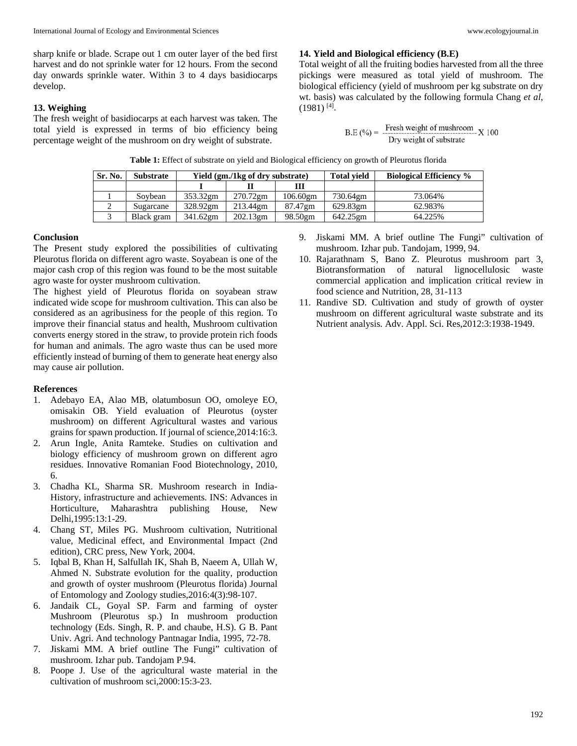sharp knife or blade. Scrape out 1 cm outer layer of the bed first harvest and do not sprinkle water for 12 hours. From the second day onwards sprinkle water. Within 3 to 4 days basidiocarps develop.

### 13. Weighing

The fresh weight of basidiocarps at each harvest was taken. The total yield is expressed in terms of bio efficiency being percentage weight of the mushroom on dry weight of substrate.

### 14. Yield and Biological efficiency (B.E)

Total weight of all the fruiting bodies harvested from all the three pickings were measured as total yield of mushroom. The biological efficiency (yield of mushroom per kg substrate on dry wt. basis) was calculated by the following formula Chang *et al*, (1981) [4].

$$\text{B.E (\%)} = \frac{\text{Fresh weight of mushroom}}{\text{Dry weight of substrate}} \times 100$$

**Table 1:** Effect of substrate on yield and Biological efficiency on growth of Pleurotus florida

| Sr. No. | Substrate | Yield (gm./1kg of dry substrate) | | | Total yield | Biological Efficiency % |
|---|---|---|---|---|---|---|
| | | I | II | III | | |
| 1 | Soybean | 353.32gm | 270.72gm | 106.60gm | 730.64gm | 73.064% |
| 2 | Sugarcane | 328.92gm | 213.44gm | 87.47gm | 629.83gm | 62.983% |
| 3 | Black gram | 341.62gm | 202.13gm | 98.50gm | 642.25gm | 64.225% |

### Conclusion

The Present study explored the possibilities of cultivating Pleurotus florida on different agro waste. Soyabean is one of the major cash crop of this region was found to be the most suitable agro waste for oyster mushroom cultivation.

The highest yield of Pleurotus florida on soyabean straw indicated wide scope for mushroom cultivation. This can also be considered as an agribusiness for the people of this region. To improve their financial status and health, Mushroom cultivation converts energy stored in the straw, to provide protein rich foods for human and animals. The agro waste thus can be used more efficiently instead of burning of them to generate heat energy also may cause air pollution.

### References

1. Adebayo EA, Alao MB, olatumbosun OO, omoleye EO, omisakin OB. Yield evaluation of Pleurotus (oyster mushroom) on different Agricultural wastes and various grains for spawn production. If journal of science,2014:16:3.
2. Arun Ingle, Anita Ramteke. Studies on cultivation and biology efficiency of mushroom grown on different agro residues. Innovative Romanian Food Biotechnology, 2010, 6.
3. Chadha KL, Sharma SR. Mushroom research in India-History, infrastructure and achievements. INS: Advances in Horticulture, Maharashtra publishing House, New Delhi,1995:13:1-29.
4. Chang ST, Miles PG. Mushroom cultivation, Nutritional value, Medicinal effect, and Environmental Impact (2nd edition), CRC press, New York, 2004.
5. Iqbal B, Khan H, Salfullah IK, Shah B, Naeem A, Ullah W, Ahmed N. Substrate evolution for the quality, production and growth of oyster mushroom (Pleurotus florida) Journal of Entomology and Zoology studies,2016:4(3):98-107.
6. Jandaik CL, Goyal SP. Farm and farming of oyster Mushroom (Pleurotus sp.) In mushroom production technology (Eds. Singh, R. P. and chaube, H.S). G B. Pant Univ. Agri. And technology Pantnagar India, 1995, 72-78.
7. Jiskami MM. A brief outline The Fungi" cultivation of mushroom. Izhar pub. Tandojam P.94.
8. Poope J. Use of the agricultural waste material in the cultivation of mushroom sci,2000:15:3-23.
9. Jiskami MM. A brief outline The Fungi" cultivation of mushroom. Izhar pub. Tandojam, 1999, 94.
10. Rajarathnam S, Bano Z. Pleurotus mushroom part 3, Biotransformation of natural lignocellulosic waste commercial application and implication critical review in food science and Nutrition, 28, 31-113
11. Randive SD. Cultivation and study of growth of oyster mushroom on different agricultural waste substrate and its Nutrient analysis. Adv. Appl. Sci. Res,2012:3:1938-1949.